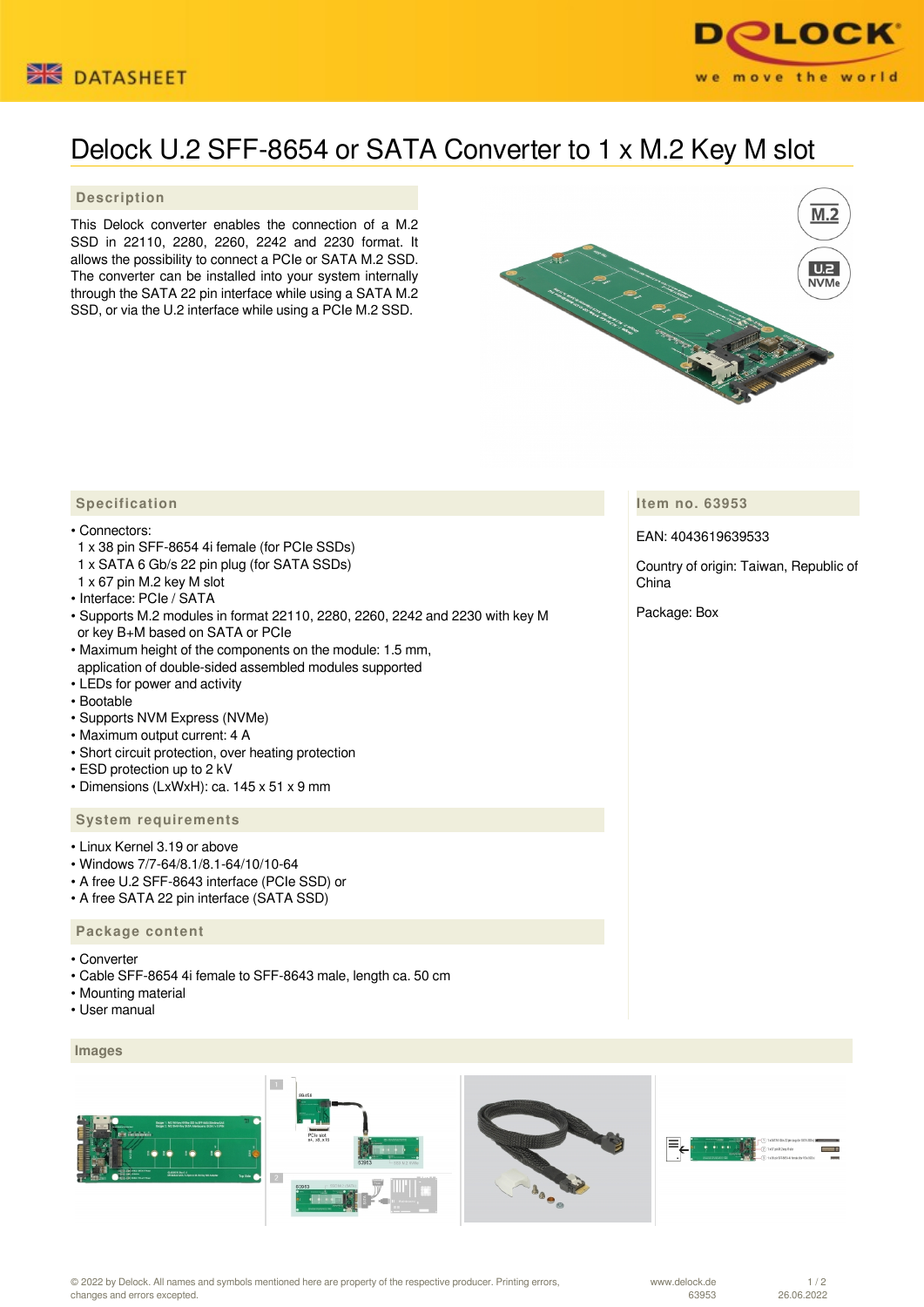# Delock U.2 SFF-8654 or SATA Converter to 1 x M.2 Key M slot

## Description

This Delock converter enables the connection of a M.2 SSD in 22110, 2280, 2260, 2242 and 2230 format. It allows the possibility to connect a PCIe or SATA M.2 SSD. The converter can be installed into your system internally through the SATA 22 pin interface while using a SATA M.2 SSD, or via the U.2 interface while using a PCIe M.2 SSD.

## Specification

- Connectors:
  1 x 38 pin SFF-8654 4i female (for PCIe SSDs)
  1 x SATA 6 Gb/s 22 pin plug (for SATA SSDs)
  1 x 67 pin M.2 key M slot
- Interface: PCIe / SATA
- Supports M.2 modules in format 22110, 2280, 2260, 2242 and 2230 with key M or key B+M based on SATA or PCIe
- Maximum height of the components on the module: 1.5 mm, application of double-sided assembled modules supported
- LEDs for power and activity
- Bootable
- Supports NVM Express (NVMe)
- Maximum output current: 4 A
- Short circuit protection, over heating protection
- ESD protection up to 2 kV
- Dimensions (LxWxH): ca. 145 x 51 x 9 mm

## System requirements

- Linux Kernel 3.19 or above
- Windows 7/7-64/8.1/8.1-64/10/10-64
- A free U.2 SFF-8643 interface (PCIe SSD) or
- A free SATA 22 pin interface (SATA SSD)

## Package content

- Converter
- Cable SFF-8654 4i female to SFF-8643 male, length ca. 50 cm
- Mounting material
- User manual

## Item no. 63953

EAN: 4043619639533

Country of origin: Taiwan, Republic of China

Package: Box

## Images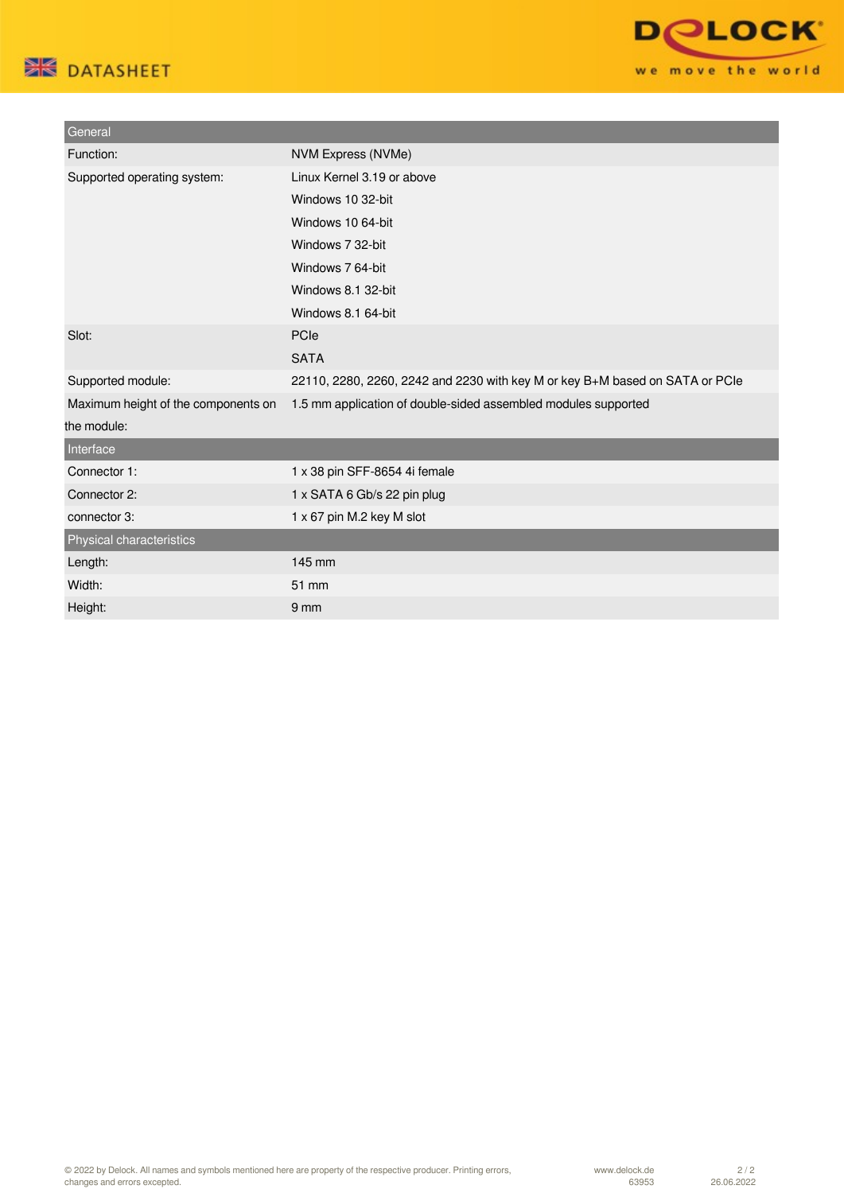| | |
|---|---|
| **General** | |
| Function: | NVM Express (NVMe) |
| Supported operating system: | Linux Kernel 3.19 or above<br>Windows 10 32-bit<br>Windows 10 64-bit<br>Windows 7 32-bit<br>Windows 7 64-bit<br>Windows 8.1 32-bit<br>Windows 8.1 64-bit |
| Slot: | PCIe<br>SATA |
| Supported module: | 22110, 2280, 2260, 2242 and 2230 with key M or key B+M based on SATA or PCIe |
| Maximum height of the components on the module: | 1.5 mm application of double-sided assembled modules supported |
| **Interface** | |
| Connector 1: | 1 x 38 pin SFF-8654 4i female |
| Connector 2: | 1 x SATA 6 Gb/s 22 pin plug |
| connector 3: | 1 x 67 pin M.2 key M slot |
| **Physical characteristics** | |
| Length: | 145 mm |
| Width: | 51 mm |
| Height: | 9 mm |